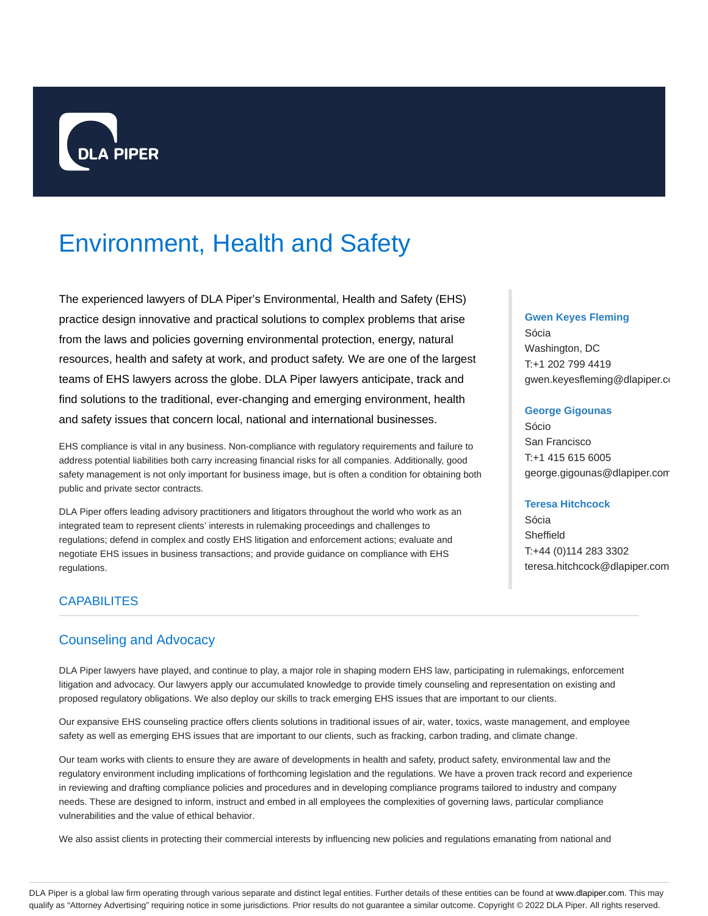DLA PIPER

# Environment, Health and Safety

The experienced lawyers of DLA Piper's Environmental, Health and Safety (EHS) practice design innovative and practical solutions to complex problems that arise from the laws and policies governing environmental protection, energy, natural resources, health and safety at work, and product safety. We are one of the largest teams of EHS lawyers across the globe. DLA Piper lawyers anticipate, track and find solutions to the traditional, ever-changing and emerging environment, health and safety issues that concern local, national and international businesses.

EHS compliance is vital in any business. Non-compliance with regulatory requirements and failure to address potential liabilities both carry increasing financial risks for all companies. Additionally, good safety management is not only important for business image, but is often a condition for obtaining both public and private sector contracts.

DLA Piper offers leading advisory practitioners and litigators throughout the world who work as an integrated team to represent clients' interests in rulemaking proceedings and challenges to regulations; defend in complex and costly EHS litigation and enforcement actions; evaluate and negotiate EHS issues in business transactions; and provide guidance on compliance with EHS regulations.

**Gwen Keyes Fleming**
Sócia
Washington, DC
T:+1 202 799 4419
gwen.keyesfleming@dlapiper.c

**George Gigounas**
Sócio
San Francisco
T:+1 415 615 6005
george.gigounas@dlapiper.com

**Teresa Hitchcock**
Sócia
Sheffield
T:+44 (0)114 283 3302
teresa.hitchcock@dlapiper.com

## CAPABILITES

### Counseling and Advocacy

DLA Piper lawyers have played, and continue to play, a major role in shaping modern EHS law, participating in rulemakings, enforcement litigation and advocacy. Our lawyers apply our accumulated knowledge to provide timely counseling and representation on existing and proposed regulatory obligations. We also deploy our skills to track emerging EHS issues that are important to our clients.

Our expansive EHS counseling practice offers clients solutions in traditional issues of air, water, toxics, waste management, and employee safety as well as emerging EHS issues that are important to our clients, such as fracking, carbon trading, and climate change.

Our team works with clients to ensure they are aware of developments in health and safety, product safety, environmental law and the regulatory environment including implications of forthcoming legislation and the regulations. We have a proven track record and experience in reviewing and drafting compliance policies and procedures and in developing compliance programs tailored to industry and company needs. These are designed to inform, instruct and embed in all employees the complexities of governing laws, particular compliance vulnerabilities and the value of ethical behavior.

We also assist clients in protecting their commercial interests by influencing new policies and regulations emanating from national and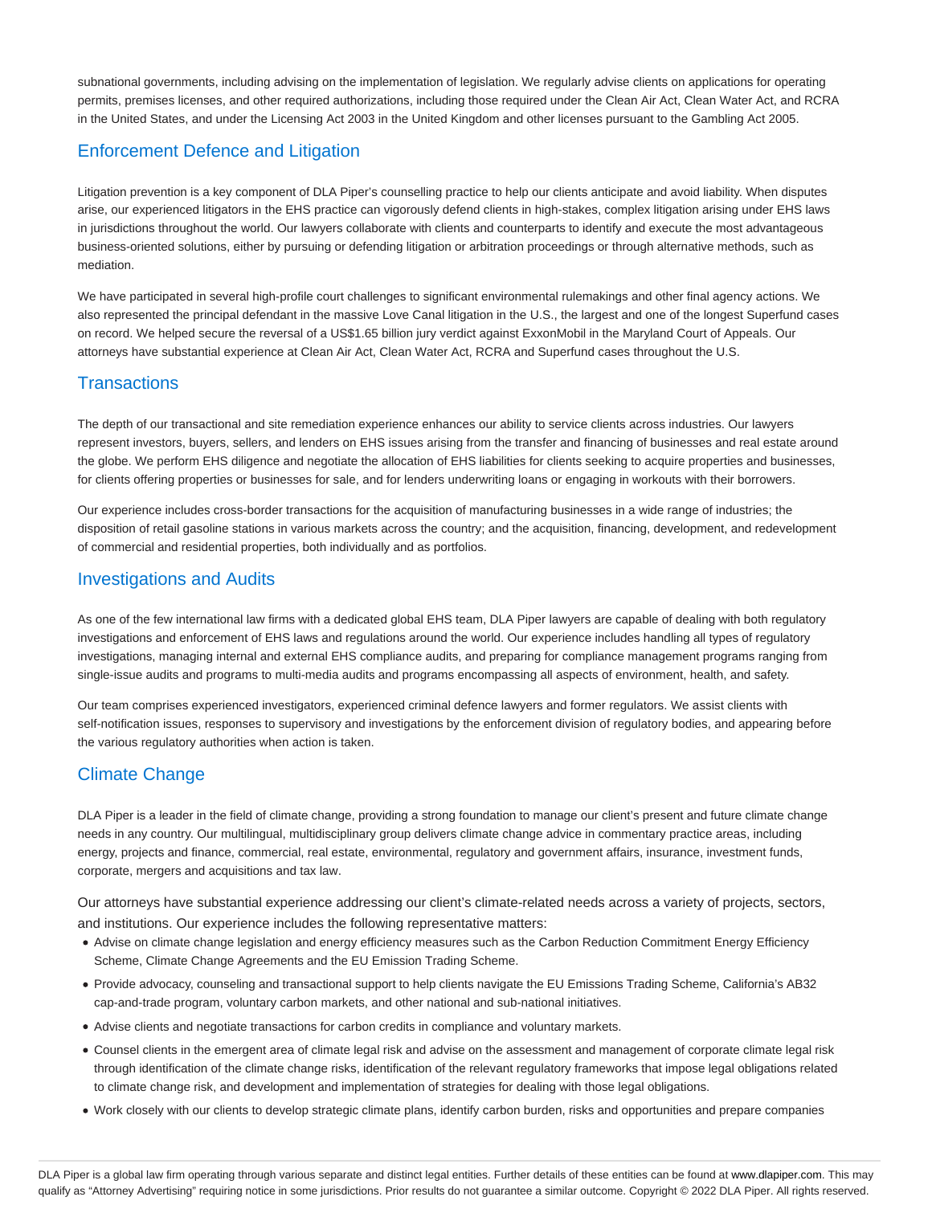subnational governments, including advising on the implementation of legislation. We regularly advise clients on applications for operating permits, premises licenses, and other required authorizations, including those required under the Clean Air Act, Clean Water Act, and RCRA in the United States, and under the Licensing Act 2003 in the United Kingdom and other licenses pursuant to the Gambling Act 2005.

## Enforcement Defence and Litigation

Litigation prevention is a key component of DLA Piper's counselling practice to help our clients anticipate and avoid liability. When disputes arise, our experienced litigators in the EHS practice can vigorously defend clients in high-stakes, complex litigation arising under EHS laws in jurisdictions throughout the world. Our lawyers collaborate with clients and counterparts to identify and execute the most advantageous business-oriented solutions, either by pursuing or defending litigation or arbitration proceedings or through alternative methods, such as mediation.

We have participated in several high-profile court challenges to significant environmental rulemakings and other final agency actions. We also represented the principal defendant in the massive Love Canal litigation in the U.S., the largest and one of the longest Superfund cases on record. We helped secure the reversal of a US$1.65 billion jury verdict against ExxonMobil in the Maryland Court of Appeals. Our attorneys have substantial experience at Clean Air Act, Clean Water Act, RCRA and Superfund cases throughout the U.S.

## Transactions

The depth of our transactional and site remediation experience enhances our ability to service clients across industries. Our lawyers represent investors, buyers, sellers, and lenders on EHS issues arising from the transfer and financing of businesses and real estate around the globe. We perform EHS diligence and negotiate the allocation of EHS liabilities for clients seeking to acquire properties and businesses, for clients offering properties or businesses for sale, and for lenders underwriting loans or engaging in workouts with their borrowers.

Our experience includes cross-border transactions for the acquisition of manufacturing businesses in a wide range of industries; the disposition of retail gasoline stations in various markets across the country; and the acquisition, financing, development, and redevelopment of commercial and residential properties, both individually and as portfolios.

## Investigations and Audits

As one of the few international law firms with a dedicated global EHS team, DLA Piper lawyers are capable of dealing with both regulatory investigations and enforcement of EHS laws and regulations around the world. Our experience includes handling all types of regulatory investigations, managing internal and external EHS compliance audits, and preparing for compliance management programs ranging from single-issue audits and programs to multi-media audits and programs encompassing all aspects of environment, health, and safety.

Our team comprises experienced investigators, experienced criminal defence lawyers and former regulators. We assist clients with self-notification issues, responses to supervisory and investigations by the enforcement division of regulatory bodies, and appearing before the various regulatory authorities when action is taken.

## Climate Change

DLA Piper is a leader in the field of climate change, providing a strong foundation to manage our client's present and future climate change needs in any country. Our multilingual, multidisciplinary group delivers climate change advice in commentary practice areas, including energy, projects and finance, commercial, real estate, environmental, regulatory and government affairs, insurance, investment funds, corporate, mergers and acquisitions and tax law.

Our attorneys have substantial experience addressing our client's climate-related needs across a variety of projects, sectors, and institutions. Our experience includes the following representative matters:

- Advise on climate change legislation and energy efficiency measures such as the Carbon Reduction Commitment Energy Efficiency Scheme, Climate Change Agreements and the EU Emission Trading Scheme.
- Provide advocacy, counseling and transactional support to help clients navigate the EU Emissions Trading Scheme, California's AB32 cap-and-trade program, voluntary carbon markets, and other national and sub-national initiatives.
- Advise clients and negotiate transactions for carbon credits in compliance and voluntary markets.
- Counsel clients in the emergent area of climate legal risk and advise on the assessment and management of corporate climate legal risk through identification of the climate change risks, identification of the relevant regulatory frameworks that impose legal obligations related to climate change risk, and development and implementation of strategies for dealing with those legal obligations.
- Work closely with our clients to develop strategic climate plans, identify carbon burden, risks and opportunities and prepare companies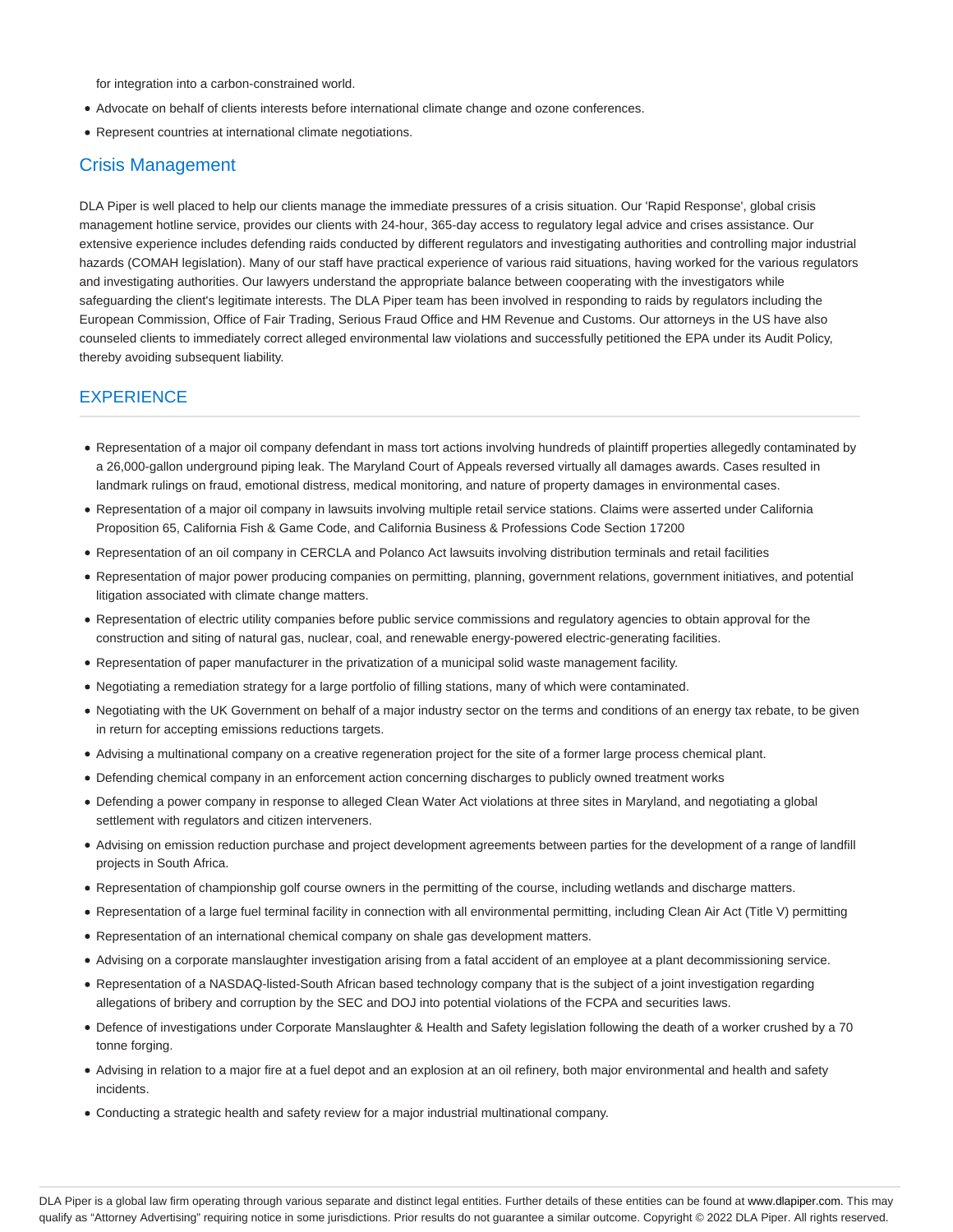for integration into a carbon-constrained world.

- Advocate on behalf of clients interests before international climate change and ozone conferences.
- Represent countries at international climate negotiations.

## Crisis Management

DLA Piper is well placed to help our clients manage the immediate pressures of a crisis situation. Our 'Rapid Response', global crisis management hotline service, provides our clients with 24-hour, 365-day access to regulatory legal advice and crises assistance. Our extensive experience includes defending raids conducted by different regulators and investigating authorities and controlling major industrial hazards (COMAH legislation). Many of our staff have practical experience of various raid situations, having worked for the various regulators and investigating authorities. Our lawyers understand the appropriate balance between cooperating with the investigators while safeguarding the client's legitimate interests. The DLA Piper team has been involved in responding to raids by regulators including the European Commission, Office of Fair Trading, Serious Fraud Office and HM Revenue and Customs. Our attorneys in the US have also counseled clients to immediately correct alleged environmental law violations and successfully petitioned the EPA under its Audit Policy, thereby avoiding subsequent liability.

## EXPERIENCE

- Representation of a major oil company defendant in mass tort actions involving hundreds of plaintiff properties allegedly contaminated by a 26,000-gallon underground piping leak. The Maryland Court of Appeals reversed virtually all damages awards. Cases resulted in landmark rulings on fraud, emotional distress, medical monitoring, and nature of property damages in environmental cases.
- Representation of a major oil company in lawsuits involving multiple retail service stations. Claims were asserted under California Proposition 65, California Fish & Game Code, and California Business & Professions Code Section 17200
- Representation of an oil company in CERCLA and Polanco Act lawsuits involving distribution terminals and retail facilities
- Representation of major power producing companies on permitting, planning, government relations, government initiatives, and potential litigation associated with climate change matters.
- Representation of electric utility companies before public service commissions and regulatory agencies to obtain approval for the construction and siting of natural gas, nuclear, coal, and renewable energy-powered electric-generating facilities.
- Representation of paper manufacturer in the privatization of a municipal solid waste management facility.
- Negotiating a remediation strategy for a large portfolio of filling stations, many of which were contaminated.
- Negotiating with the UK Government on behalf of a major industry sector on the terms and conditions of an energy tax rebate, to be given in return for accepting emissions reductions targets.
- Advising a multinational company on a creative regeneration project for the site of a former large process chemical plant.
- Defending chemical company in an enforcement action concerning discharges to publicly owned treatment works
- Defending a power company in response to alleged Clean Water Act violations at three sites in Maryland, and negotiating a global settlement with regulators and citizen interveners.
- Advising on emission reduction purchase and project development agreements between parties for the development of a range of landfill projects in South Africa.
- Representation of championship golf course owners in the permitting of the course, including wetlands and discharge matters.
- Representation of a large fuel terminal facility in connection with all environmental permitting, including Clean Air Act (Title V) permitting
- Representation of an international chemical company on shale gas development matters.
- Advising on a corporate manslaughter investigation arising from a fatal accident of an employee at a plant decommissioning service.
- Representation of a NASDAQ-listed-South African based technology company that is the subject of a joint investigation regarding allegations of bribery and corruption by the SEC and DOJ into potential violations of the FCPA and securities laws.
- Defence of investigations under Corporate Manslaughter & Health and Safety legislation following the death of a worker crushed by a 70 tonne forging.
- Advising in relation to a major fire at a fuel depot and an explosion at an oil refinery, both major environmental and health and safety incidents.
- Conducting a strategic health and safety review for a major industrial multinational company.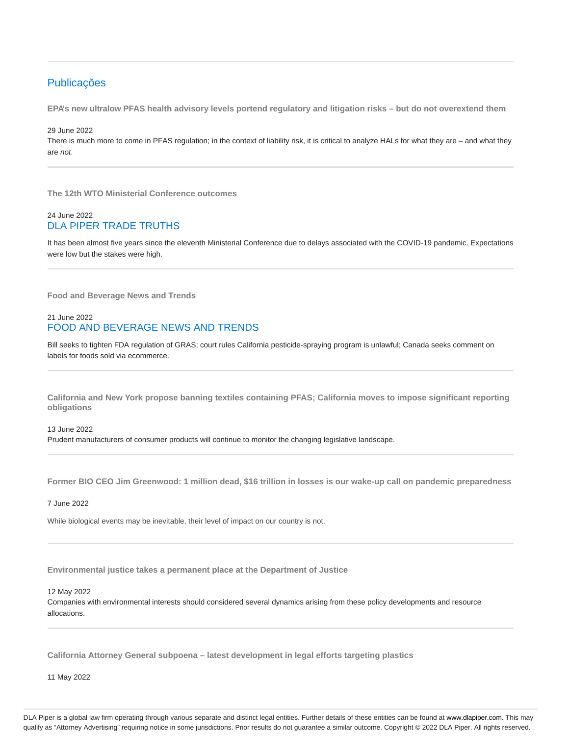## Publicações

**EPA's new ultralow PFAS health advisory levels portend regulatory and litigation risks – but do not overextend them**

29 June 2022

There is much more to come in PFAS regulation; in the context of liability risk, it is critical to analyze HALs for what they are – and what they are *not*.

---

**The 12th WTO Ministerial Conference outcomes**

24 June 2022

DLA PIPER TRADE TRUTHS

It has been almost five years since the eleventh Ministerial Conference due to delays associated with the COVID-19 pandemic. Expectations were low but the stakes were high.

---

**Food and Beverage News and Trends**

21 June 2022

FOOD AND BEVERAGE NEWS AND TRENDS

Bill seeks to tighten FDA regulation of GRAS; court rules California pesticide-spraying program is unlawful; Canada seeks comment on labels for foods sold via ecommerce.

---

**California and New York propose banning textiles containing PFAS; California moves to impose significant reporting obligations**

13 June 2022

Prudent manufacturers of consumer products will continue to monitor the changing legislative landscape.

---

**Former BIO CEO Jim Greenwood: 1 million dead, $16 trillion in losses is our wake-up call on pandemic preparedness**

7 June 2022

While biological events may be inevitable, their level of impact on our country is not.

---

**Environmental justice takes a permanent place at the Department of Justice**

12 May 2022

Companies with environmental interests should considered several dynamics arising from these policy developments and resource allocations.

---

**California Attorney General subpoena – latest development in legal efforts targeting plastics**

11 May 2022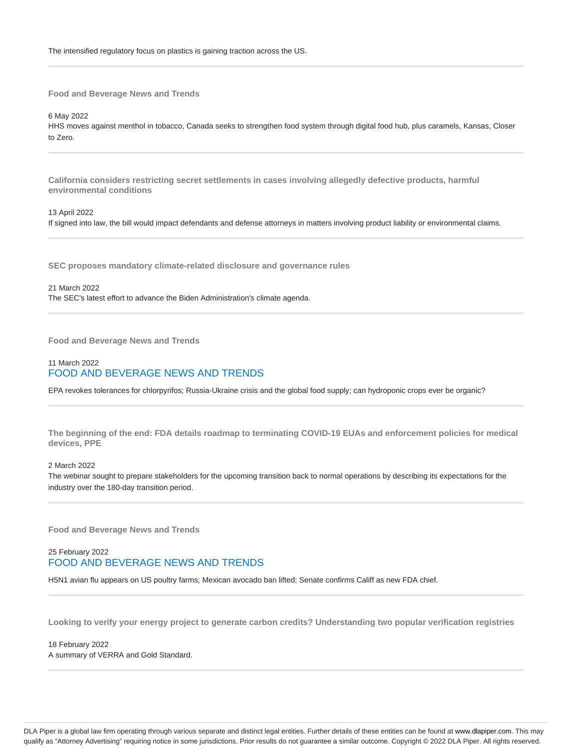The intensified regulatory focus on plastics is gaining traction across the US.

---

**Food and Beverage News and Trends**

6 May 2022

HHS moves against menthol in tobacco, Canada seeks to strengthen food system through digital food hub, plus caramels, Kansas, Closer to Zero.

---

**California considers restricting secret settlements in cases involving allegedly defective products, harmful environmental conditions**

13 April 2022

If signed into law, the bill would impact defendants and defense attorneys in matters involving product liability or environmental claims.

---

**SEC proposes mandatory climate-related disclosure and governance rules**

21 March 2022

The SEC's latest effort to advance the Biden Administration's climate agenda.

---

**Food and Beverage News and Trends**

11 March 2022

FOOD AND BEVERAGE NEWS AND TRENDS

EPA revokes tolerances for chlorpyrifos; Russia-Ukraine crisis and the global food supply; can hydroponic crops ever be organic?

---

**The beginning of the end: FDA details roadmap to terminating COVID-19 EUAs and enforcement policies for medical devices, PPE**

2 March 2022

The webinar sought to prepare stakeholders for the upcoming transition back to normal operations by describing its expectations for the industry over the 180-day transition period.

---

**Food and Beverage News and Trends**

25 February 2022

FOOD AND BEVERAGE NEWS AND TRENDS

H5N1 avian flu appears on US poultry farms; Mexican avocado ban lifted; Senate confirms Califf as new FDA chief.

---

**Looking to verify your energy project to generate carbon credits? Understanding two popular verification registries**

18 February 2022

A summary of VERRA and Gold Standard.

---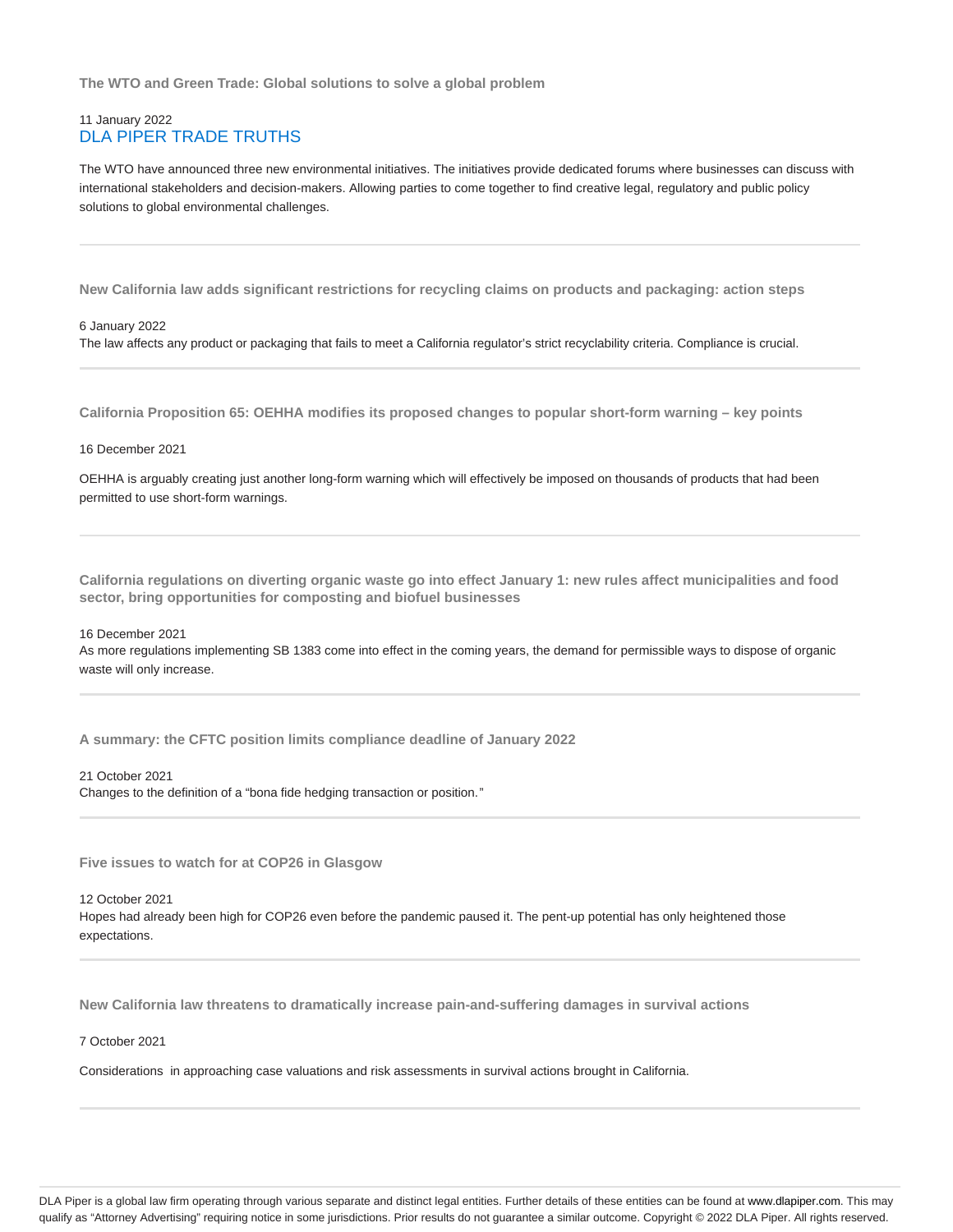### The WTO and Green Trade: Global solutions to solve a global problem

11 January 2022
DLA PIPER TRADE TRUTHS

The WTO have announced three new environmental initiatives. The initiatives provide dedicated forums where businesses can discuss with international stakeholders and decision-makers. Allowing parties to come together to find creative legal, regulatory and public policy solutions to global environmental challenges.

---

### New California law adds significant restrictions for recycling claims on products and packaging: action steps

6 January 2022
The law affects any product or packaging that fails to meet a California regulator's strict recyclability criteria. Compliance is crucial.

---

### California Proposition 65: OEHHA modifies its proposed changes to popular short-form warning – key points

16 December 2021

OEHHA is arguably creating just another long-form warning which will effectively be imposed on thousands of products that had been permitted to use short-form warnings.

---

### California regulations on diverting organic waste go into effect January 1: new rules affect municipalities and food sector, bring opportunities for composting and biofuel businesses

16 December 2021
As more regulations implementing SB 1383 come into effect in the coming years, the demand for permissible ways to dispose of organic waste will only increase.

---

### A summary: the CFTC position limits compliance deadline of January 2022

21 October 2021
Changes to the definition of a "bona fide hedging transaction or position."

---

### Five issues to watch for at COP26 in Glasgow

12 October 2021
Hopes had already been high for COP26 even before the pandemic paused it. The pent-up potential has only heightened those expectations.

---

### New California law threatens to dramatically increase pain-and-suffering damages in survival actions

7 October 2021

Considerations in approaching case valuations and risk assessments in survival actions brought in California.

---

DLA Piper is a global law firm operating through various separate and distinct legal entities. Further details of these entities can be found at www.dlapiper.com. This may qualify as "Attorney Advertising" requiring notice in some jurisdictions. Prior results do not guarantee a similar outcome. Copyright © 2022 DLA Piper. All rights reserved.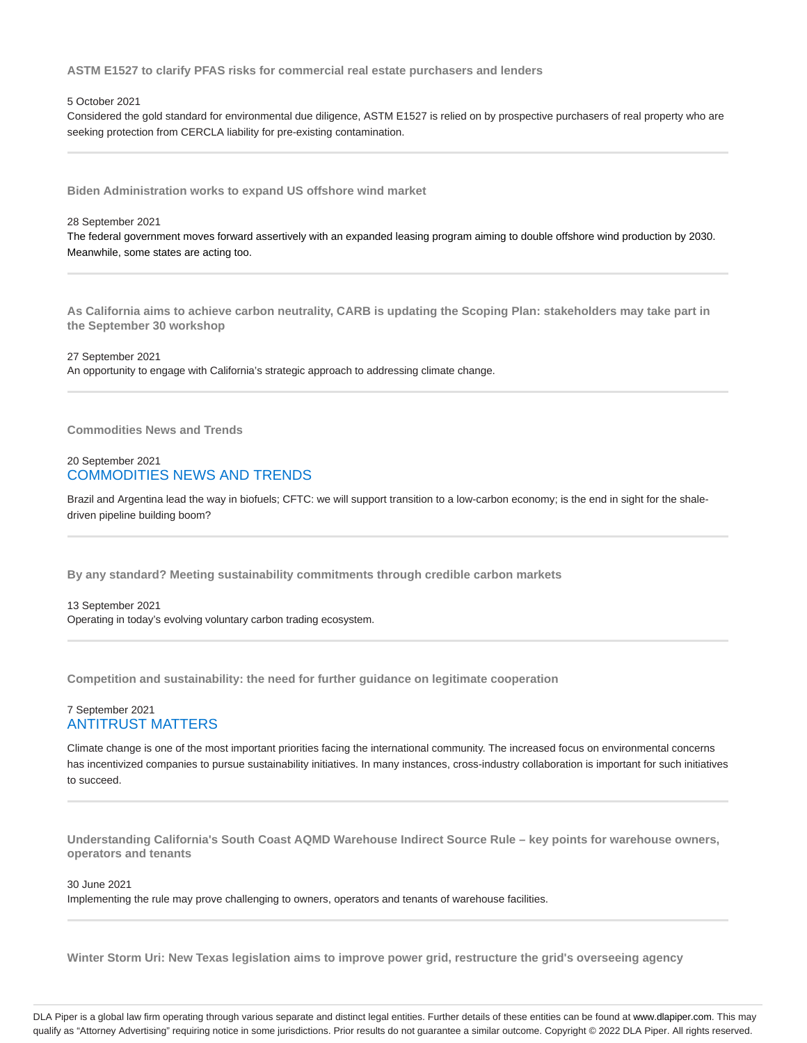### ASTM E1527 to clarify PFAS risks for commercial real estate purchasers and lenders

5 October 2021

Considered the gold standard for environmental due diligence, ASTM E1527 is relied on by prospective purchasers of real property who are seeking protection from CERCLA liability for pre-existing contamination.

---

### Biden Administration works to expand US offshore wind market

28 September 2021

The federal government moves forward assertively with an expanded leasing program aiming to double offshore wind production by 2030. Meanwhile, some states are acting too.

---

### As California aims to achieve carbon neutrality, CARB is updating the Scoping Plan: stakeholders may take part in the September 30 workshop

27 September 2021

An opportunity to engage with California's strategic approach to addressing climate change.

---

### Commodities News and Trends

20 September 2021

COMMODITIES NEWS AND TRENDS

Brazil and Argentina lead the way in biofuels; CFTC: we will support transition to a low-carbon economy; is the end in sight for the shale-driven pipeline building boom?

---

### By any standard? Meeting sustainability commitments through credible carbon markets

13 September 2021

Operating in today's evolving voluntary carbon trading ecosystem.

---

### Competition and sustainability: the need for further guidance on legitimate cooperation

7 September 2021

ANTITRUST MATTERS

Climate change is one of the most important priorities facing the international community. The increased focus on environmental concerns has incentivized companies to pursue sustainability initiatives. In many instances, cross-industry collaboration is important for such initiatives to succeed.

---

### Understanding California's South Coast AQMD Warehouse Indirect Source Rule – key points for warehouse owners, operators and tenants

30 June 2021

Implementing the rule may prove challenging to owners, operators and tenants of warehouse facilities.

---

### Winter Storm Uri: New Texas legislation aims to improve power grid, restructure the grid's overseeing agency

DLA Piper is a global law firm operating through various separate and distinct legal entities. Further details of these entities can be found at www.dlapiper.com. This may qualify as "Attorney Advertising" requiring notice in some jurisdictions. Prior results do not guarantee a similar outcome. Copyright © 2022 DLA Piper. All rights reserved.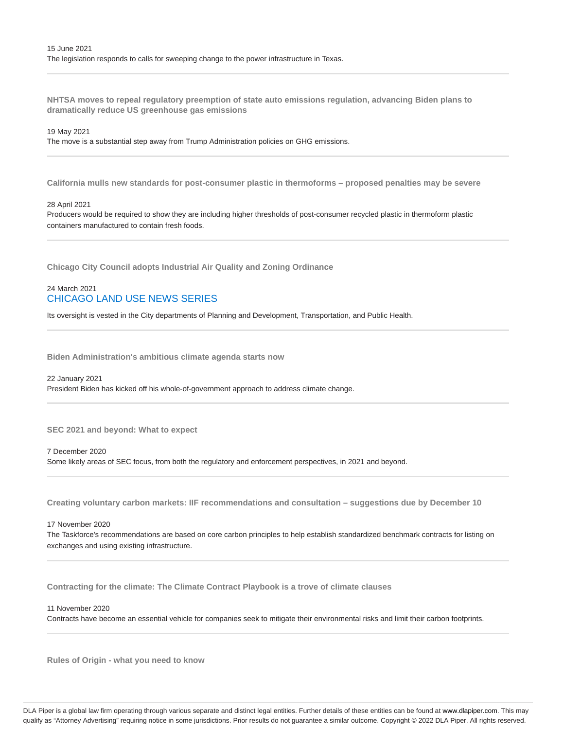15 June 2021
The legislation responds to calls for sweeping change to the power infrastructure in Texas.

---

**NHTSA moves to repeal regulatory preemption of state auto emissions regulation, advancing Biden plans to dramatically reduce US greenhouse gas emissions**

19 May 2021
The move is a substantial step away from Trump Administration policies on GHG emissions.

---

**California mulls new standards for post-consumer plastic in thermoforms – proposed penalties may be severe**

28 April 2021
Producers would be required to show they are including higher thresholds of post-consumer recycled plastic in thermoform plastic containers manufactured to contain fresh foods.

---

**Chicago City Council adopts Industrial Air Quality and Zoning Ordinance**

24 March 2021
CHICAGO LAND USE NEWS SERIES

Its oversight is vested in the City departments of Planning and Development, Transportation, and Public Health.

---

**Biden Administration's ambitious climate agenda starts now**

22 January 2021
President Biden has kicked off his whole-of-government approach to address climate change.

---

**SEC 2021 and beyond: What to expect**

7 December 2020
Some likely areas of SEC focus, from both the regulatory and enforcement perspectives, in 2021 and beyond.

---

**Creating voluntary carbon markets: IIF recommendations and consultation – suggestions due by December 10**

17 November 2020
The Taskforce's recommendations are based on core carbon principles to help establish standardized benchmark contracts for listing on exchanges and using existing infrastructure.

---

**Contracting for the climate: The Climate Contract Playbook is a trove of climate clauses**

11 November 2020
Contracts have become an essential vehicle for companies seek to mitigate their environmental risks and limit their carbon footprints.

---

**Rules of Origin - what you need to know**

DLA Piper is a global law firm operating through various separate and distinct legal entities. Further details of these entities can be found at www.dlapiper.com. This may qualify as "Attorney Advertising" requiring notice in some jurisdictions. Prior results do not guarantee a similar outcome. Copyright © 2022 DLA Piper. All rights reserved.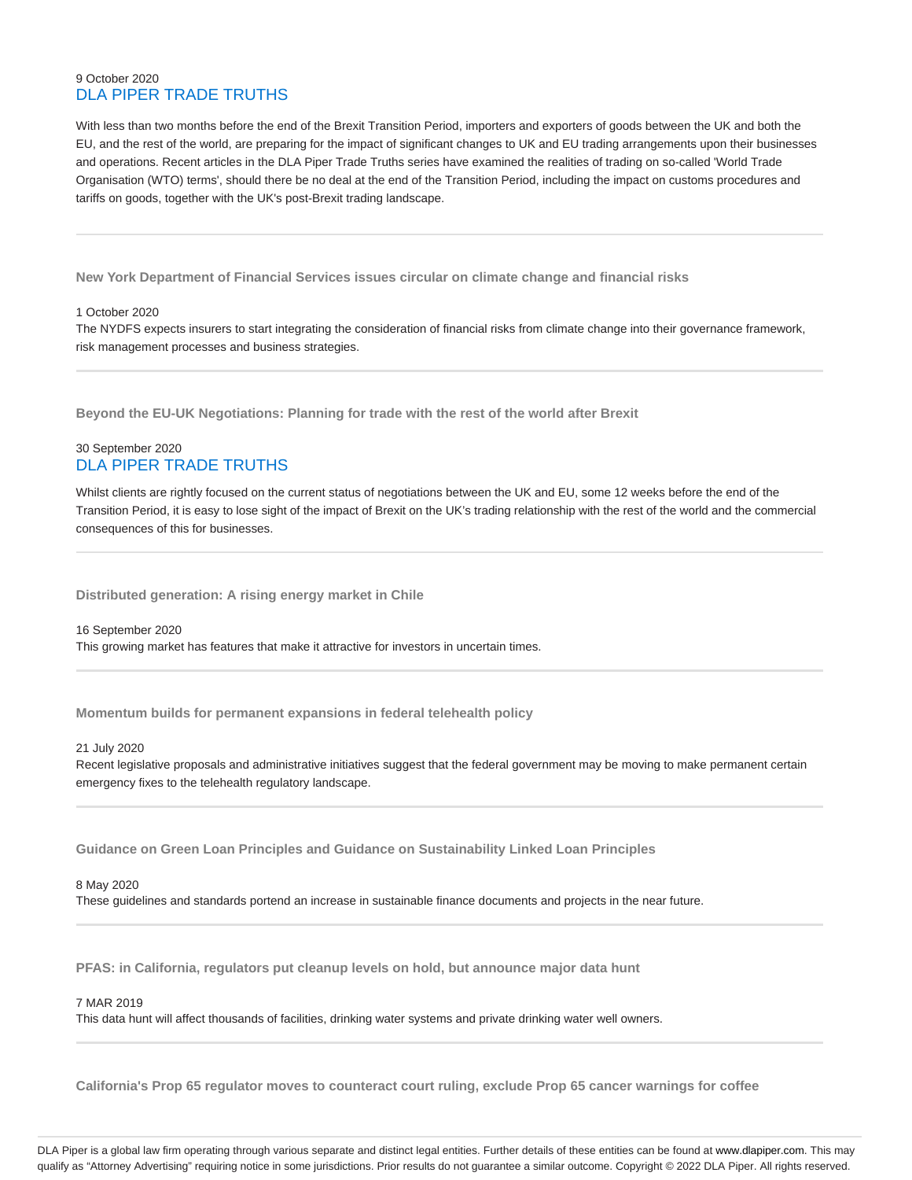9 October 2020
DLA PIPER TRADE TRUTHS

With less than two months before the end of the Brexit Transition Period, importers and exporters of goods between the UK and both the EU, and the rest of the world, are preparing for the impact of significant changes to UK and EU trading arrangements upon their businesses and operations. Recent articles in the DLA Piper Trade Truths series have examined the realities of trading on so-called 'World Trade Organisation (WTO) terms', should there be no deal at the end of the Transition Period, including the impact on customs procedures and tariffs on goods, together with the UK's post-Brexit trading landscape.

---

### New York Department of Financial Services issues circular on climate change and financial risks

1 October 2020

The NYDFS expects insurers to start integrating the consideration of financial risks from climate change into their governance framework, risk management processes and business strategies.

---

### Beyond the EU-UK Negotiations: Planning for trade with the rest of the world after Brexit

30 September 2020
DLA PIPER TRADE TRUTHS

Whilst clients are rightly focused on the current status of negotiations between the UK and EU, some 12 weeks before the end of the Transition Period, it is easy to lose sight of the impact of Brexit on the UK's trading relationship with the rest of the world and the commercial consequences of this for businesses.

---

### Distributed generation: A rising energy market in Chile

16 September 2020

This growing market has features that make it attractive for investors in uncertain times.

---

### Momentum builds for permanent expansions in federal telehealth policy

21 July 2020

Recent legislative proposals and administrative initiatives suggest that the federal government may be moving to make permanent certain emergency fixes to the telehealth regulatory landscape.

---

### Guidance on Green Loan Principles and Guidance on Sustainability Linked Loan Principles

8 May 2020

These guidelines and standards portend an increase in sustainable finance documents and projects in the near future.

---

### PFAS: in California, regulators put cleanup levels on hold, but announce major data hunt

7 MAR 2019

This data hunt will affect thousands of facilities, drinking water systems and private drinking water well owners.

---

### California's Prop 65 regulator moves to counteract court ruling, exclude Prop 65 cancer warnings for coffee

DLA Piper is a global law firm operating through various separate and distinct legal entities. Further details of these entities can be found at www.dlapiper.com. This may qualify as "Attorney Advertising" requiring notice in some jurisdictions. Prior results do not guarantee a similar outcome. Copyright © 2022 DLA Piper. All rights reserved.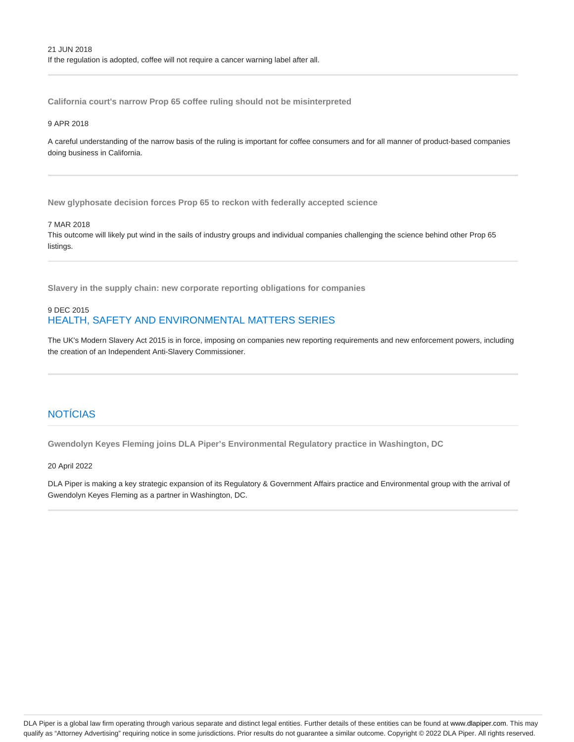21 JUN 2018

If the regulation is adopted, coffee will not require a cancer warning label after all.

---

**California court's narrow Prop 65 coffee ruling should not be misinterpreted**

9 APR 2018

A careful understanding of the narrow basis of the ruling is important for coffee consumers and for all manner of product-based companies doing business in California.

---

**New glyphosate decision forces Prop 65 to reckon with federally accepted science**

7 MAR 2018

This outcome will likely put wind in the sails of industry groups and individual companies challenging the science behind other Prop 65 listings.

---

**Slavery in the supply chain: new corporate reporting obligations for companies**

9 DEC 2015

HEALTH, SAFETY AND ENVIRONMENTAL MATTERS SERIES

The UK's Modern Slavery Act 2015 is in force, imposing on companies new reporting requirements and new enforcement powers, including the creation of an Independent Anti-Slavery Commissioner.

---

## NOTÍCIAS

**Gwendolyn Keyes Fleming joins DLA Piper's Environmental Regulatory practice in Washington, DC**

20 April 2022

DLA Piper is making a key strategic expansion of its Regulatory & Government Affairs practice and Environmental group with the arrival of Gwendolyn Keyes Fleming as a partner in Washington, DC.

---

DLA Piper is a global law firm operating through various separate and distinct legal entities. Further details of these entities can be found at www.dlapiper.com. This may qualify as "Attorney Advertising" requiring notice in some jurisdictions. Prior results do not guarantee a similar outcome. Copyright © 2022 DLA Piper. All rights reserved.